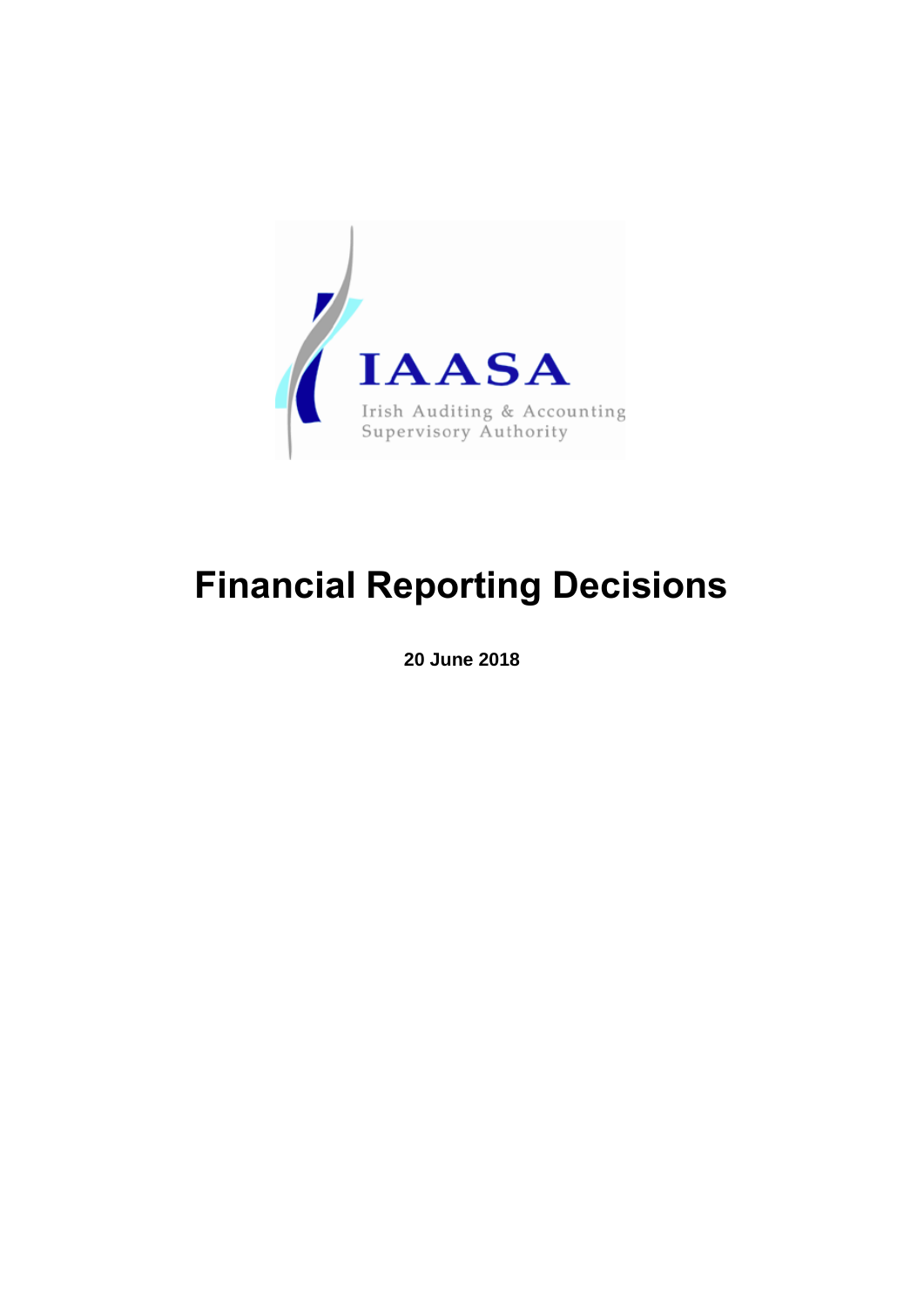IAASA

Irish Auditing & Accounting Supervisory Authority

# Financial Reporting Decisions

**20 June 2018**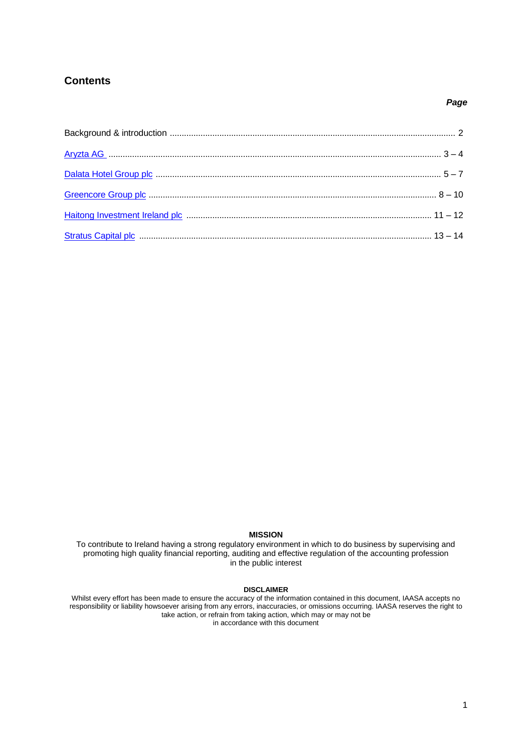## Contents

| | *Page* |
|---|---|
| Background & introduction | 2 |
| Aryzta AG | 3 – 4 |
| Dalata Hotel Group plc | 5 – 7 |
| Greencore Group plc | 8 – 10 |
| Haitong Investment Ireland plc | 11 – 12 |
| Stratus Capital plc | 13 – 14 |

**MISSION**

To contribute to Ireland having a strong regulatory environment in which to do business by supervising and promoting high quality financial reporting, auditing and effective regulation of the accounting profession in the public interest

**DISCLAIMER**

Whilst every effort has been made to ensure the accuracy of the information contained in this document, IAASA accepts no responsibility or liability howsoever arising from any errors, inaccuracies, or omissions occurring. IAASA reserves the right to take action, or refrain from taking action, which may or may not be in accordance with this document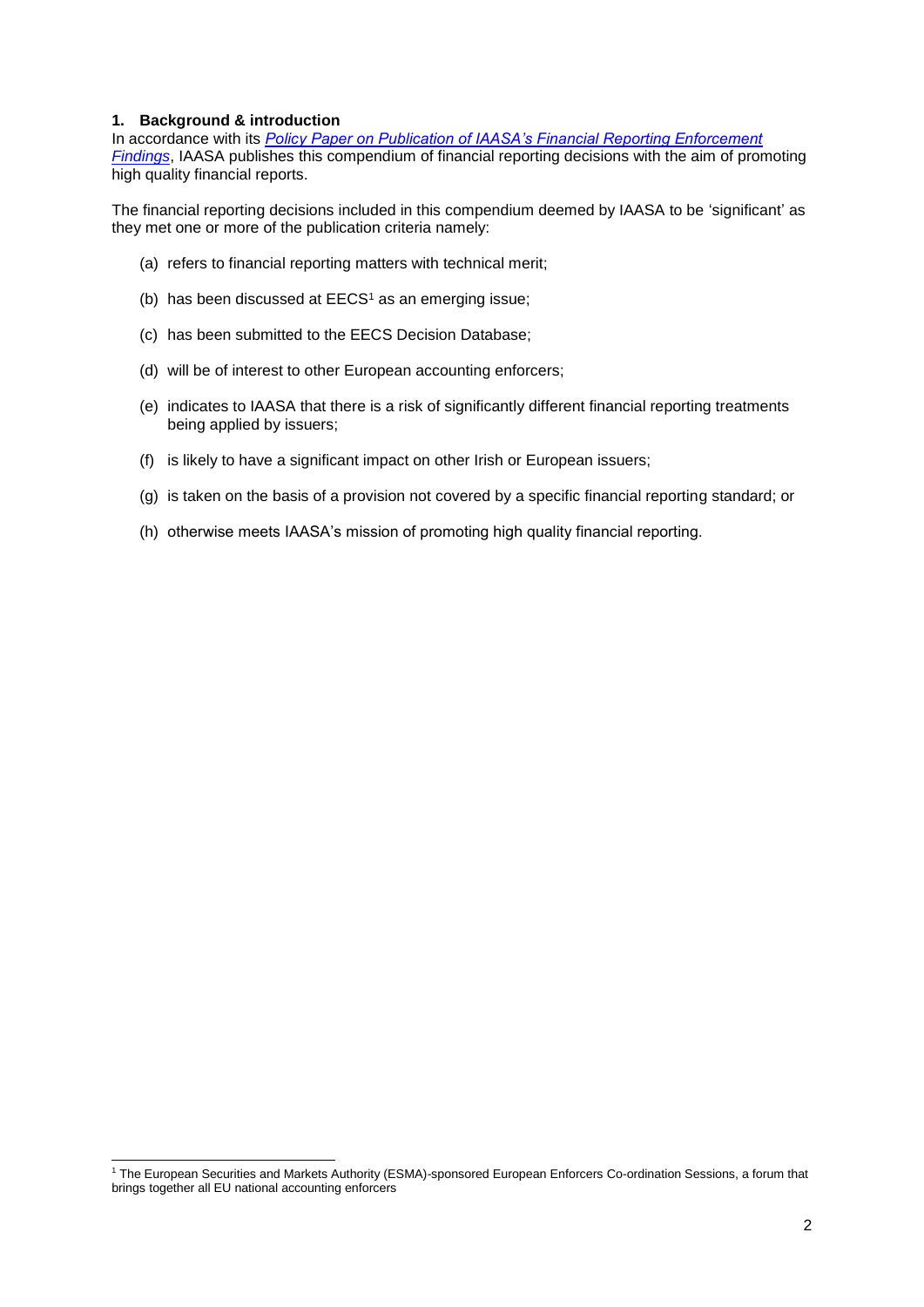## 1. Background & introduction

In accordance with its *Policy Paper on Publication of IAASA's Financial Reporting Enforcement Findings*, IAASA publishes this compendium of financial reporting decisions with the aim of promoting high quality financial reports.

The financial reporting decisions included in this compendium deemed by IAASA to be 'significant' as they met one or more of the publication criteria namely:

(a) refers to financial reporting matters with technical merit;

(b) has been discussed at EECS[1] as an emerging issue;

(c) has been submitted to the EECS Decision Database;

(d) will be of interest to other European accounting enforcers;

(e) indicates to IAASA that there is a risk of significantly different financial reporting treatments being applied by issuers;

(f) is likely to have a significant impact on other Irish or European issuers;

(g) is taken on the basis of a provision not covered by a specific financial reporting standard; or

(h) otherwise meets IAASA's mission of promoting high quality financial reporting.

[1] The European Securities and Markets Authority (ESMA)-sponsored European Enforcers Co-ordination Sessions, a forum that brings together all EU national accounting enforcers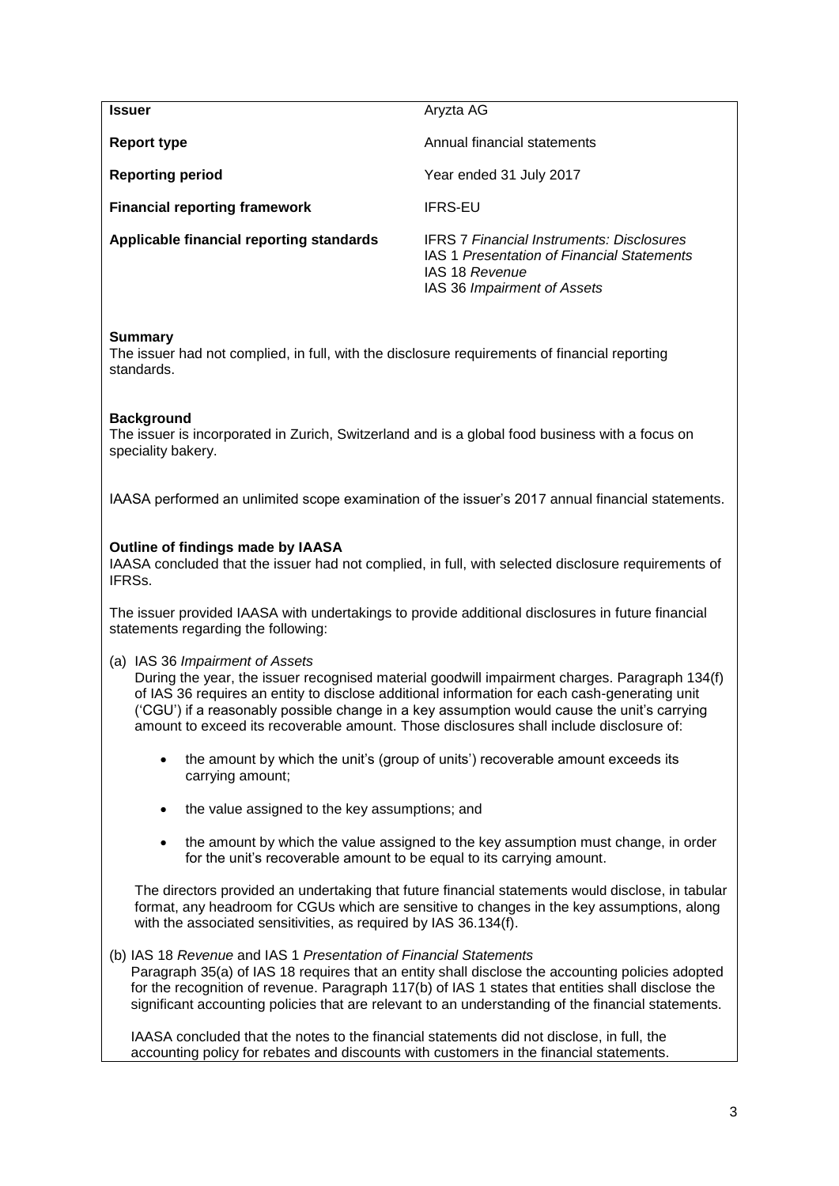| | |
|---|---|
| **Issuer** | Aryzta AG |
| **Report type** | Annual financial statements |
| **Reporting period** | Year ended 31 July 2017 |
| **Financial reporting framework** | IFRS-EU |
| **Applicable financial reporting standards** | IFRS 7 *Financial Instruments: Disclosures*<br>IAS 1 *Presentation of Financial Statements*<br>IAS 18 *Revenue*<br>IAS 36 *Impairment of Assets* |

**Summary**
The issuer had not complied, in full, with the disclosure requirements of financial reporting standards.

**Background**
The issuer is incorporated in Zurich, Switzerland and is a global food business with a focus on speciality bakery.

IAASA performed an unlimited scope examination of the issuer's 2017 annual financial statements.

**Outline of findings made by IAASA**
IAASA concluded that the issuer had not complied, in full, with selected disclosure requirements of IFRSs.

The issuer provided IAASA with undertakings to provide additional disclosures in future financial statements regarding the following:

(a) IAS 36 *Impairment of Assets*
During the year, the issuer recognised material goodwill impairment charges. Paragraph 134(f) of IAS 36 requires an entity to disclose additional information for each cash-generating unit ('CGU') if a reasonably possible change in a key assumption would cause the unit's carrying amount to exceed its recoverable amount. Those disclosures shall include disclosure of:

- the amount by which the unit's (group of units') recoverable amount exceeds its carrying amount;
- the value assigned to the key assumptions; and
- the amount by which the value assigned to the key assumption must change, in order for the unit's recoverable amount to be equal to its carrying amount.

The directors provided an undertaking that future financial statements would disclose, in tabular format, any headroom for CGUs which are sensitive to changes in the key assumptions, along with the associated sensitivities, as required by IAS 36.134(f).

(b) IAS 18 *Revenue* and IAS 1 *Presentation of Financial Statements*
Paragraph 35(a) of IAS 18 requires that an entity shall disclose the accounting policies adopted for the recognition of revenue. Paragraph 117(b) of IAS 1 states that entities shall disclose the significant accounting policies that are relevant to an understanding of the financial statements.

IAASA concluded that the notes to the financial statements did not disclose, in full, the accounting policy for rebates and discounts with customers in the financial statements.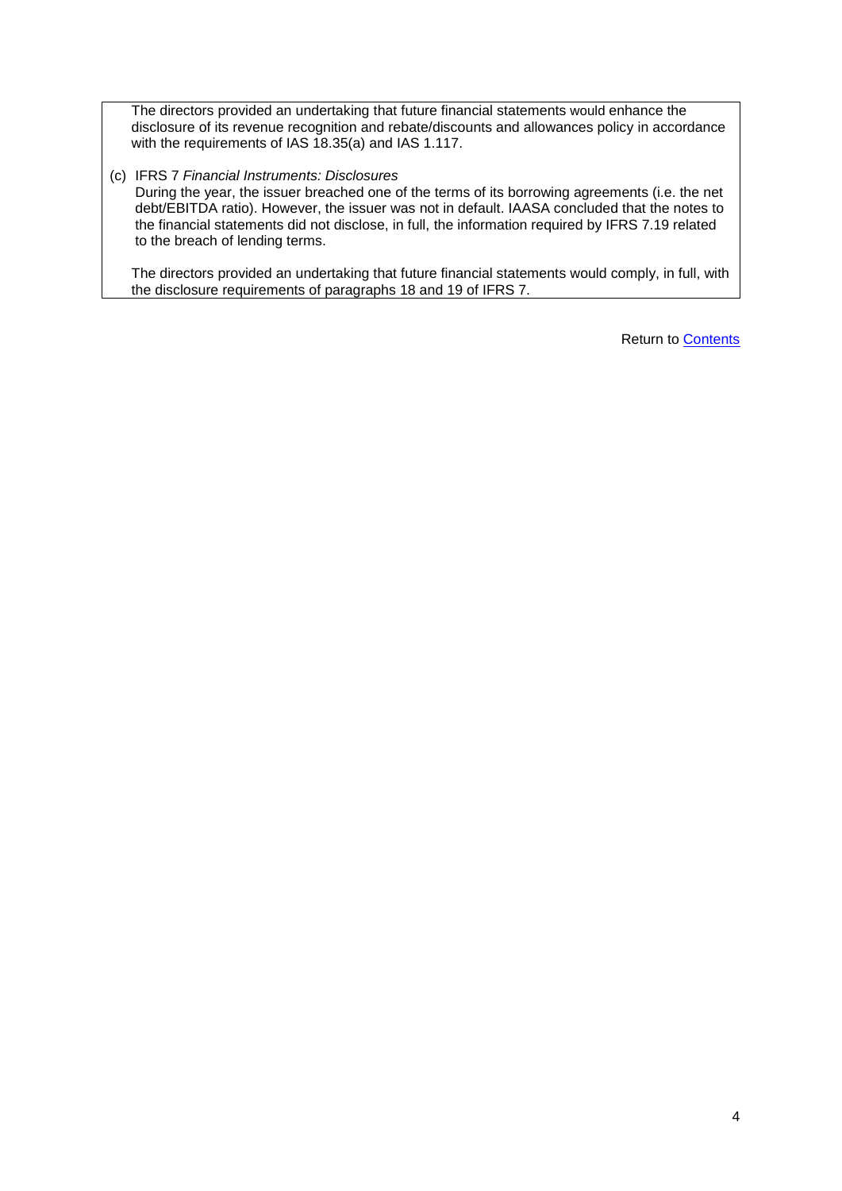The directors provided an undertaking that future financial statements would enhance the disclosure of its revenue recognition and rebate/discounts and allowances policy in accordance with the requirements of IAS 18.35(a) and IAS 1.117.

(c) IFRS 7 *Financial Instruments: Disclosures*

During the year, the issuer breached one of the terms of its borrowing agreements (i.e. the net debt/EBITDA ratio). However, the issuer was not in default. IAASA concluded that the notes to the financial statements did not disclose, in full, the information required by IFRS 7.19 related to the breach of lending terms.

The directors provided an undertaking that future financial statements would comply, in full, with the disclosure requirements of paragraphs 18 and 19 of IFRS 7.

Return to Contents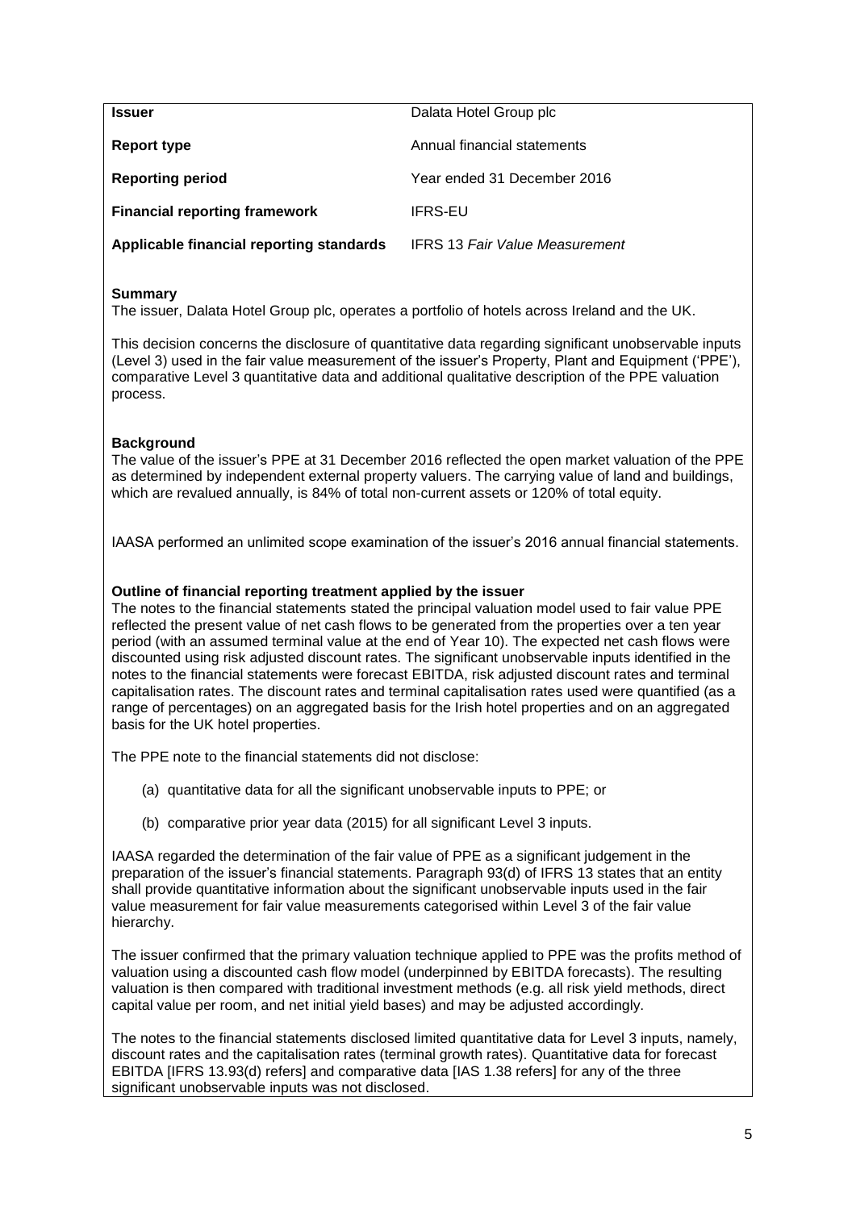| | |
|---|---|
| **Issuer** | Dalata Hotel Group plc |
| **Report type** | Annual financial statements |
| **Reporting period** | Year ended 31 December 2016 |
| **Financial reporting framework** | IFRS-EU |
| **Applicable financial reporting standards** | IFRS 13 *Fair Value Measurement* |

**Summary**

The issuer, Dalata Hotel Group plc, operates a portfolio of hotels across Ireland and the UK.

This decision concerns the disclosure of quantitative data regarding significant unobservable inputs (Level 3) used in the fair value measurement of the issuer's Property, Plant and Equipment ('PPE'), comparative Level 3 quantitative data and additional qualitative description of the PPE valuation process.

**Background**

The value of the issuer's PPE at 31 December 2016 reflected the open market valuation of the PPE as determined by independent external property valuers. The carrying value of land and buildings, which are revalued annually, is 84% of total non-current assets or 120% of total equity.

IAASA performed an unlimited scope examination of the issuer's 2016 annual financial statements.

**Outline of financial reporting treatment applied by the issuer**

The notes to the financial statements stated the principal valuation model used to fair value PPE reflected the present value of net cash flows to be generated from the properties over a ten year period (with an assumed terminal value at the end of Year 10). The expected net cash flows were discounted using risk adjusted discount rates. The significant unobservable inputs identified in the notes to the financial statements were forecast EBITDA, risk adjusted discount rates and terminal capitalisation rates. The discount rates and terminal capitalisation rates used were quantified (as a range of percentages) on an aggregated basis for the Irish hotel properties and on an aggregated basis for the UK hotel properties.

The PPE note to the financial statements did not disclose:

(a) quantitative data for all the significant unobservable inputs to PPE; or

(b) comparative prior year data (2015) for all significant Level 3 inputs.

IAASA regarded the determination of the fair value of PPE as a significant judgement in the preparation of the issuer's financial statements. Paragraph 93(d) of IFRS 13 states that an entity shall provide quantitative information about the significant unobservable inputs used in the fair value measurement for fair value measurements categorised within Level 3 of the fair value hierarchy.

The issuer confirmed that the primary valuation technique applied to PPE was the profits method of valuation using a discounted cash flow model (underpinned by EBITDA forecasts). The resulting valuation is then compared with traditional investment methods (e.g. all risk yield methods, direct capital value per room, and net initial yield bases) and may be adjusted accordingly.

The notes to the financial statements disclosed limited quantitative data for Level 3 inputs, namely, discount rates and the capitalisation rates (terminal growth rates). Quantitative data for forecast EBITDA [IFRS 13.93(d) refers] and comparative data [IAS 1.38 refers] for any of the three significant unobservable inputs was not disclosed.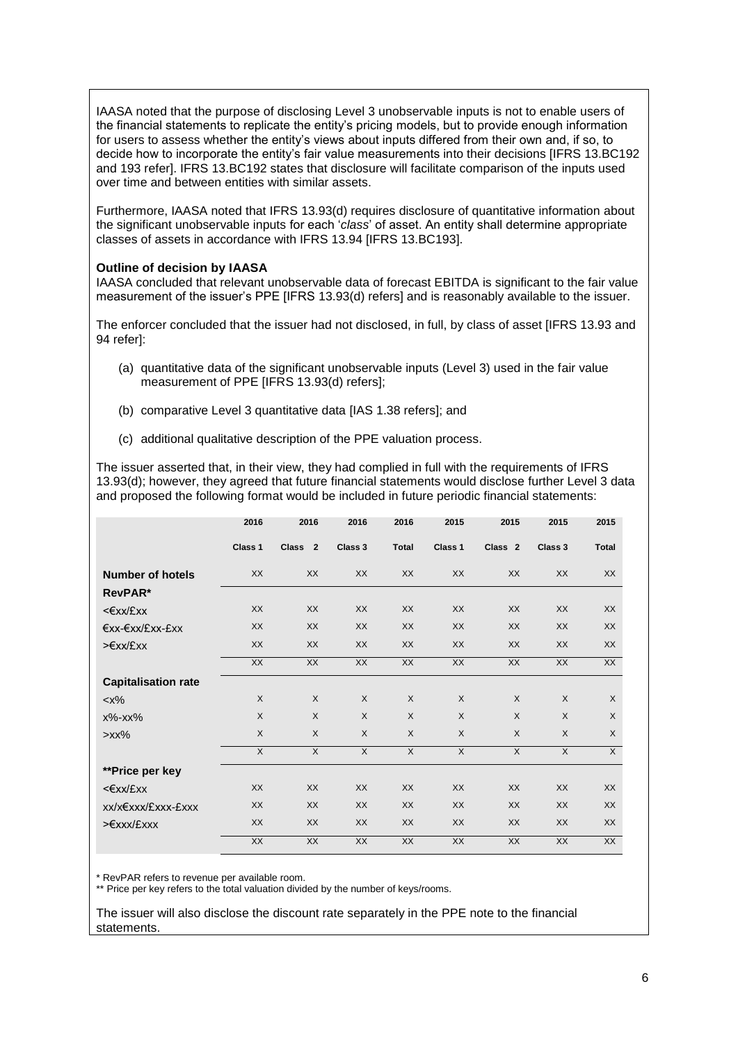IAASA noted that the purpose of disclosing Level 3 unobservable inputs is not to enable users of the financial statements to replicate the entity's pricing models, but to provide enough information for users to assess whether the entity's views about inputs differed from their own and, if so, to decide how to incorporate the entity's fair value measurements into their decisions [IFRS 13.BC192 and 193 refer]. IFRS 13.BC192 states that disclosure will facilitate comparison of the inputs used over time and between entities with similar assets.

Furthermore, IAASA noted that IFRS 13.93(d) requires disclosure of quantitative information about the significant unobservable inputs for each '*class*' of asset. An entity shall determine appropriate classes of assets in accordance with IFRS 13.94 [IFRS 13.BC193].

**Outline of decision by IAASA**

IAASA concluded that relevant unobservable data of forecast EBITDA is significant to the fair value measurement of the issuer's PPE [IFRS 13.93(d) refers] and is reasonably available to the issuer.

The enforcer concluded that the issuer had not disclosed, in full, by class of asset [IFRS 13.93 and 94 refer]:

(a) quantitative data of the significant unobservable inputs (Level 3) used in the fair value measurement of PPE [IFRS 13.93(d) refers];

(b) comparative Level 3 quantitative data [IAS 1.38 refers]; and

(c) additional qualitative description of the PPE valuation process.

The issuer asserted that, in their view, they had complied in full with the requirements of IFRS 13.93(d); however, they agreed that future financial statements would disclose further Level 3 data and proposed the following format would be included in future periodic financial statements:

| | 2016 | 2016 | 2016 | 2016 | 2015 | 2015 | 2015 | 2015 |
|---|---|---|---|---|---|---|---|---|
| | Class 1 | Class 2 | Class 3 | Total | Class 1 | Class 2 | Class 3 | Total |
| **Number of hotels** | XX | XX | XX | XX | XX | XX | XX | XX |
| **RevPAR*** | | | | | | | | |
| <€xx/£xx | XX | XX | XX | XX | XX | XX | XX | XX |
| €xx-€xx/£xx-£xx | XX | XX | XX | XX | XX | XX | XX | XX |
| >€xx/£xx | XX | XX | XX | XX | XX | XX | XX | XX |
| | XX | XX | XX | XX | XX | XX | XX | XX |
| **Capitalisation rate** | | | | | | | | |
| <x% | X | X | X | X | X | X | X | X |
| x%-xx% | X | X | X | X | X | X | X | X |
| >xx% | X | X | X | X | X | X | X | X |
| | X | X | X | X | X | X | X | X |
| ****Price per key** | | | | | | | | |
| <€xx/£xx | XX | XX | XX | XX | XX | XX | XX | XX |
| xx/x€xxx/£xxx-£xxx | XX | XX | XX | XX | XX | XX | XX | XX |
| >€xxx/£xxx | XX | XX | XX | XX | XX | XX | XX | XX |
| | XX | XX | XX | XX | XX | XX | XX | XX |

\* RevPAR refers to revenue per available room.

** Price per key refers to the total valuation divided by the number of keys/rooms.

The issuer will also disclose the discount rate separately in the PPE note to the financial statements.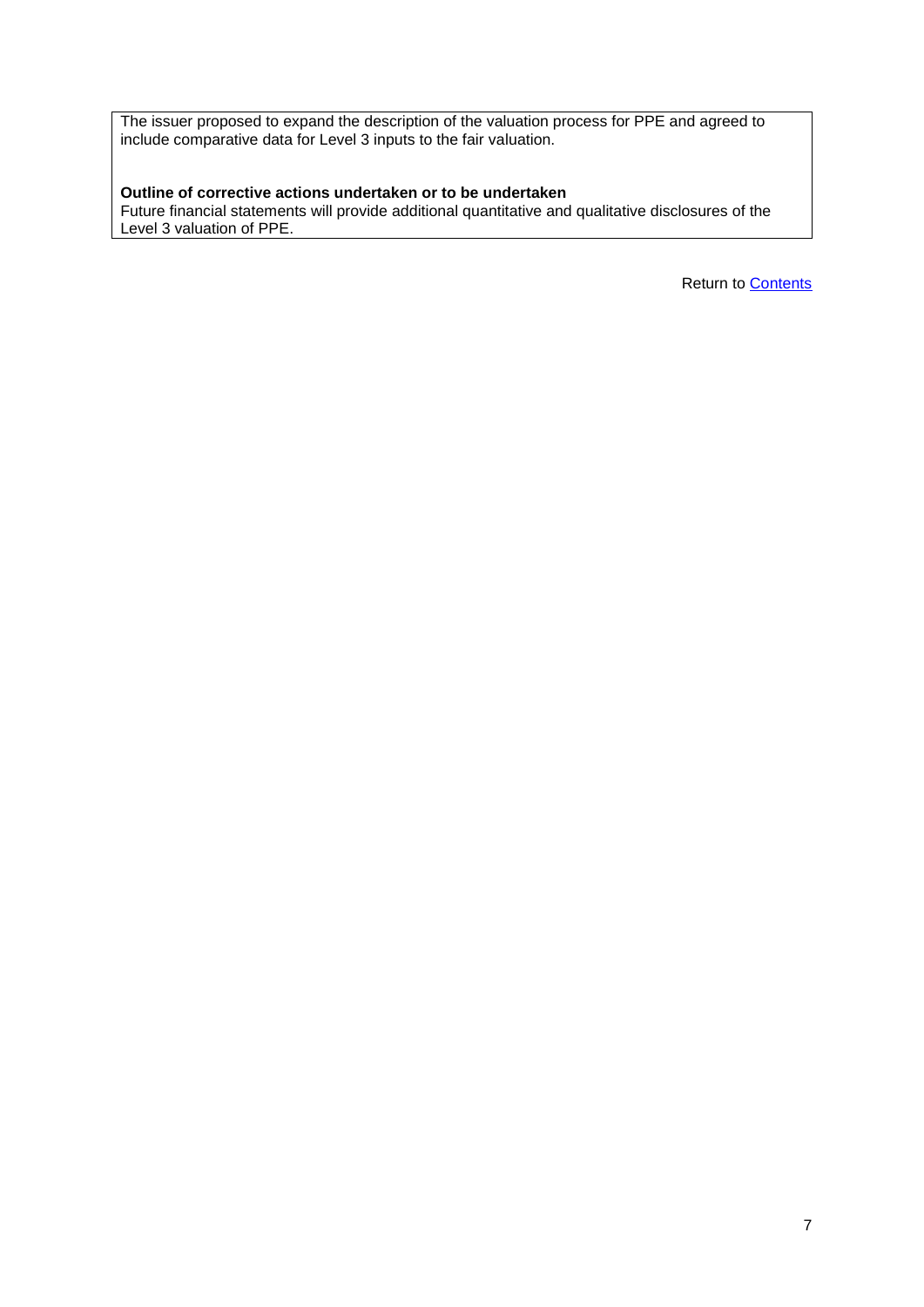The issuer proposed to expand the description of the valuation process for PPE and agreed to include comparative data for Level 3 inputs to the fair valuation.

**Outline of corrective actions undertaken or to be undertaken**
Future financial statements will provide additional quantitative and qualitative disclosures of the Level 3 valuation of PPE.

Return to Contents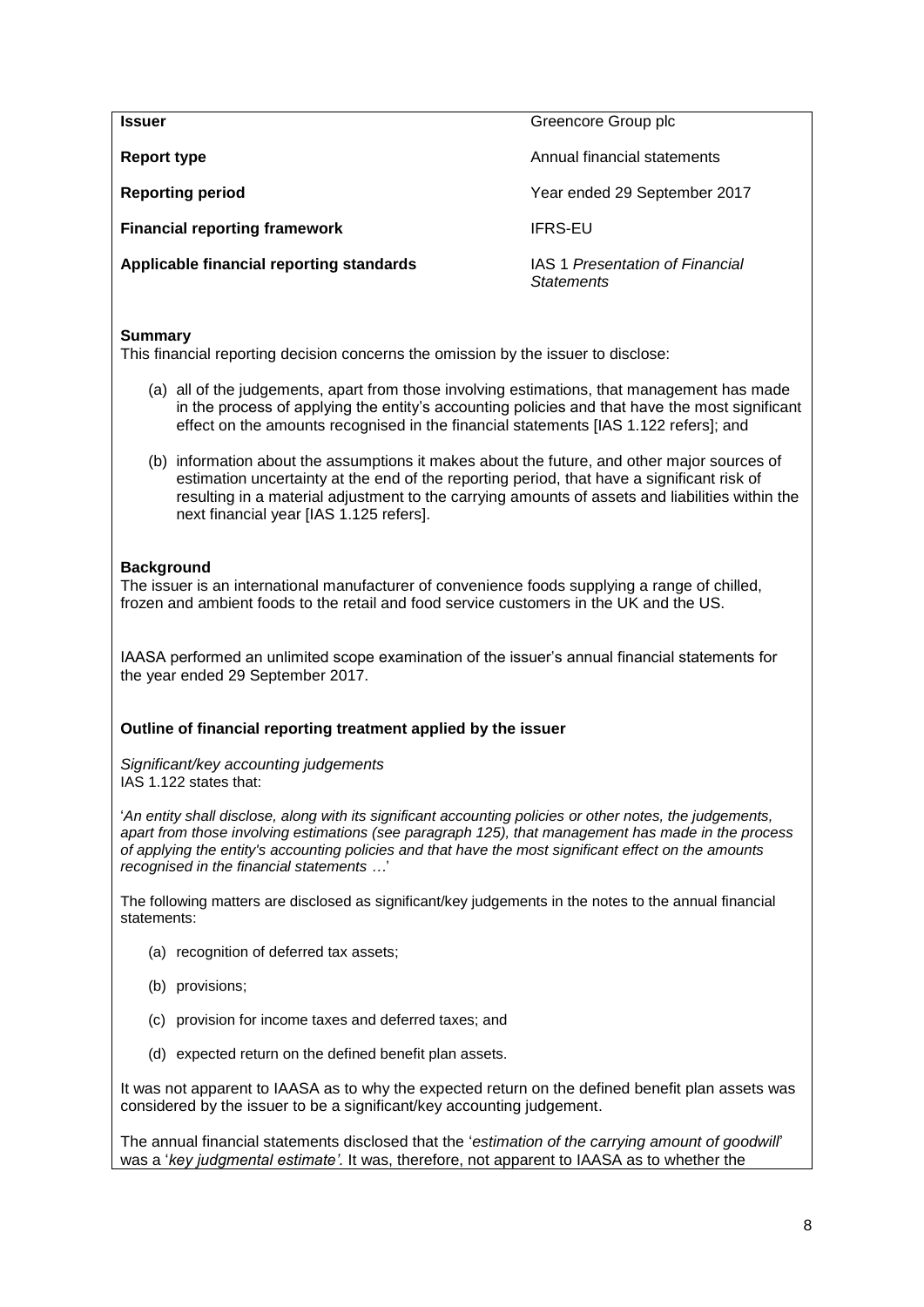| | |
|---|---|
| **Issuer** | Greencore Group plc |
| **Report type** | Annual financial statements |
| **Reporting period** | Year ended 29 September 2017 |
| **Financial reporting framework** | IFRS-EU |
| **Applicable financial reporting standards** | IAS 1 *Presentation of Financial Statements* |

**Summary**

This financial reporting decision concerns the omission by the issuer to disclose:

(a) all of the judgements, apart from those involving estimations, that management has made in the process of applying the entity's accounting policies and that have the most significant effect on the amounts recognised in the financial statements [IAS 1.122 refers]; and

(b) information about the assumptions it makes about the future, and other major sources of estimation uncertainty at the end of the reporting period, that have a significant risk of resulting in a material adjustment to the carrying amounts of assets and liabilities within the next financial year [IAS 1.125 refers].

**Background**

The issuer is an international manufacturer of convenience foods supplying a range of chilled, frozen and ambient foods to the retail and food service customers in the UK and the US.

IAASA performed an unlimited scope examination of the issuer's annual financial statements for the year ended 29 September 2017.

**Outline of financial reporting treatment applied by the issuer**

*Significant/key accounting judgements*

IAS 1.122 states that:

'*An entity shall disclose, along with its significant accounting policies or other notes, the judgements, apart from those involving estimations (see paragraph 125), that management has made in the process of applying the entity's accounting policies and that have the most significant effect on the amounts recognised in the financial statements …*'

The following matters are disclosed as significant/key judgements in the notes to the annual financial statements:

(a) recognition of deferred tax assets;

(b) provisions;

(c) provision for income taxes and deferred taxes; and

(d) expected return on the defined benefit plan assets.

It was not apparent to IAASA as to why the expected return on the defined benefit plan assets was considered by the issuer to be a significant/key accounting judgement.

The annual financial statements disclosed that the '*estimation of the carrying amount of goodwill*' was a '*key judgmental estimate'.* It was, therefore, not apparent to IAASA as to whether the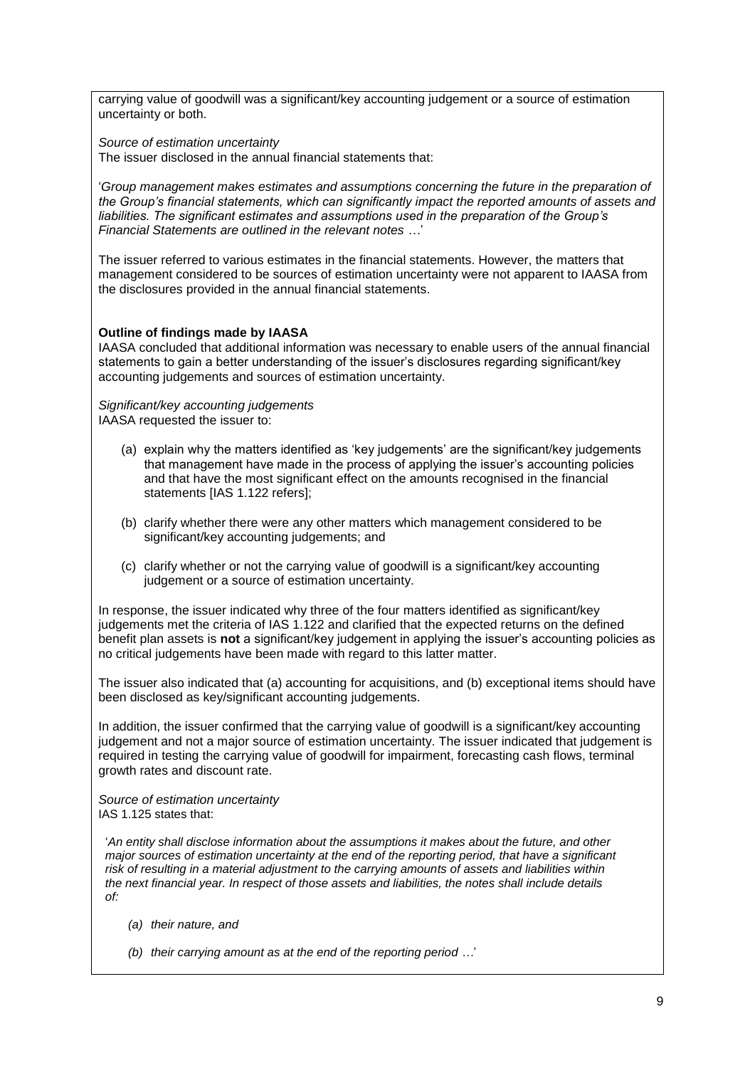carrying value of goodwill was a significant/key accounting judgement or a source of estimation uncertainty or both.

*Source of estimation uncertainty*
The issuer disclosed in the annual financial statements that:

'*Group management makes estimates and assumptions concerning the future in the preparation of the Group's financial statements, which can significantly impact the reported amounts of assets and liabilities. The significant estimates and assumptions used in the preparation of the Group's Financial Statements are outlined in the relevant notes …*'

The issuer referred to various estimates in the financial statements. However, the matters that management considered to be sources of estimation uncertainty were not apparent to IAASA from the disclosures provided in the annual financial statements.

**Outline of findings made by IAASA**
IAASA concluded that additional information was necessary to enable users of the annual financial statements to gain a better understanding of the issuer's disclosures regarding significant/key accounting judgements and sources of estimation uncertainty.

*Significant/key accounting judgements*
IAASA requested the issuer to:

(a) explain why the matters identified as 'key judgements' are the significant/key judgements that management have made in the process of applying the issuer's accounting policies and that have the most significant effect on the amounts recognised in the financial statements [IAS 1.122 refers];

(b) clarify whether there were any other matters which management considered to be significant/key accounting judgements; and

(c) clarify whether or not the carrying value of goodwill is a significant/key accounting judgement or a source of estimation uncertainty.

In response, the issuer indicated why three of the four matters identified as significant/key judgements met the criteria of IAS 1.122 and clarified that the expected returns on the defined benefit plan assets is **not** a significant/key judgement in applying the issuer's accounting policies as no critical judgements have been made with regard to this latter matter.

The issuer also indicated that (a) accounting for acquisitions, and (b) exceptional items should have been disclosed as key/significant accounting judgements.

In addition, the issuer confirmed that the carrying value of goodwill is a significant/key accounting judgement and not a major source of estimation uncertainty. The issuer indicated that judgement is required in testing the carrying value of goodwill for impairment, forecasting cash flows, terminal growth rates and discount rate.

*Source of estimation uncertainty*
IAS 1.125 states that:

'*An entity shall disclose information about the assumptions it makes about the future, and other major sources of estimation uncertainty at the end of the reporting period, that have a significant risk of resulting in a material adjustment to the carrying amounts of assets and liabilities within the next financial year. In respect of those assets and liabilities, the notes shall include details of:*

*(a) their nature, and*

*(b) their carrying amount as at the end of the reporting period …*'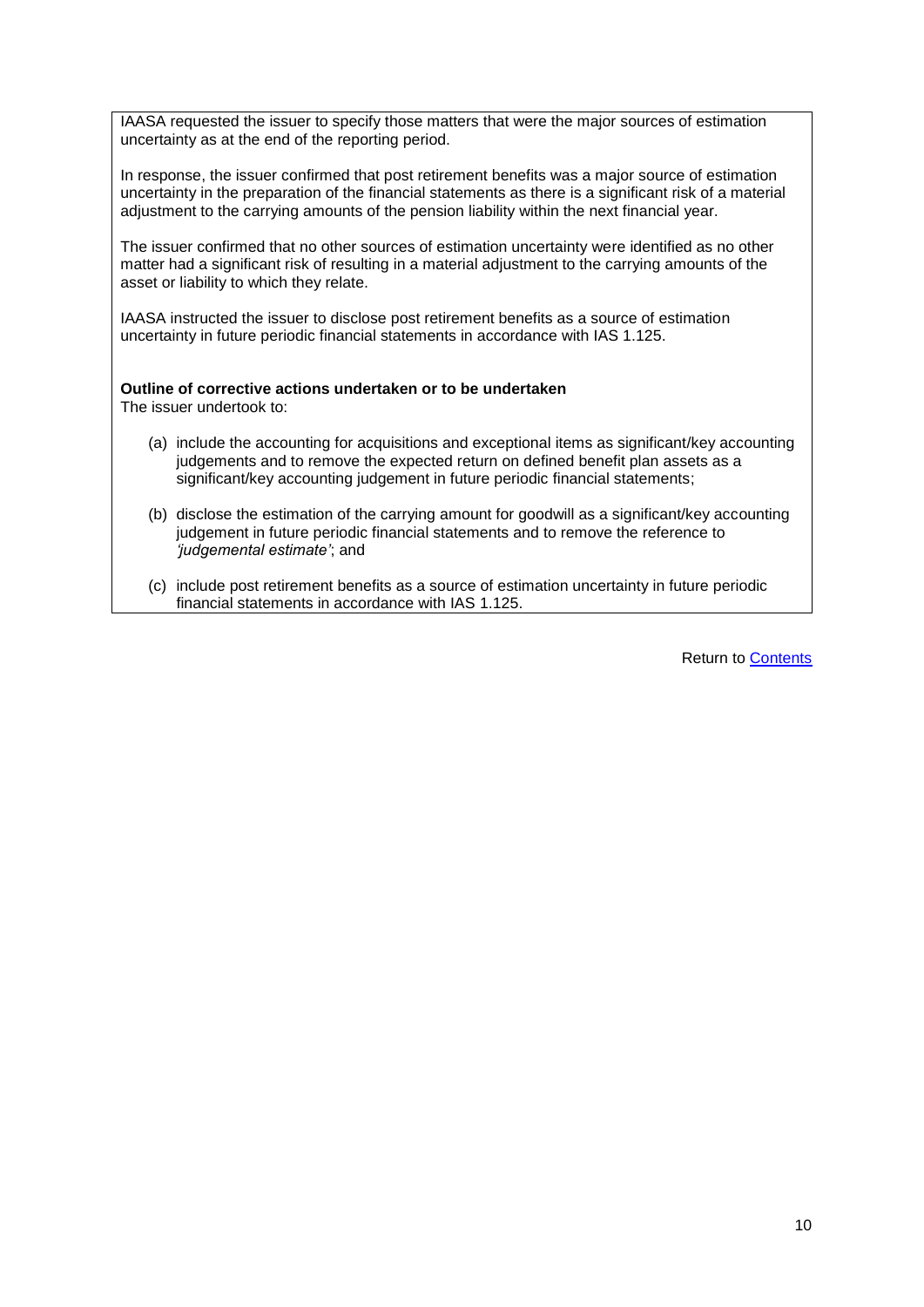IAASA requested the issuer to specify those matters that were the major sources of estimation uncertainty as at the end of the reporting period.

In response, the issuer confirmed that post retirement benefits was a major source of estimation uncertainty in the preparation of the financial statements as there is a significant risk of a material adjustment to the carrying amounts of the pension liability within the next financial year.

The issuer confirmed that no other sources of estimation uncertainty were identified as no other matter had a significant risk of resulting in a material adjustment to the carrying amounts of the asset or liability to which they relate.

IAASA instructed the issuer to disclose post retirement benefits as a source of estimation uncertainty in future periodic financial statements in accordance with IAS 1.125.

**Outline of corrective actions undertaken or to be undertaken**

The issuer undertook to:

(a) include the accounting for acquisitions and exceptional items as significant/key accounting judgements and to remove the expected return on defined benefit plan assets as a significant/key accounting judgement in future periodic financial statements;

(b) disclose the estimation of the carrying amount for goodwill as a significant/key accounting judgement in future periodic financial statements and to remove the reference to *'judgemental estimate'*; and

(c) include post retirement benefits as a source of estimation uncertainty in future periodic financial statements in accordance with IAS 1.125.

Return to Contents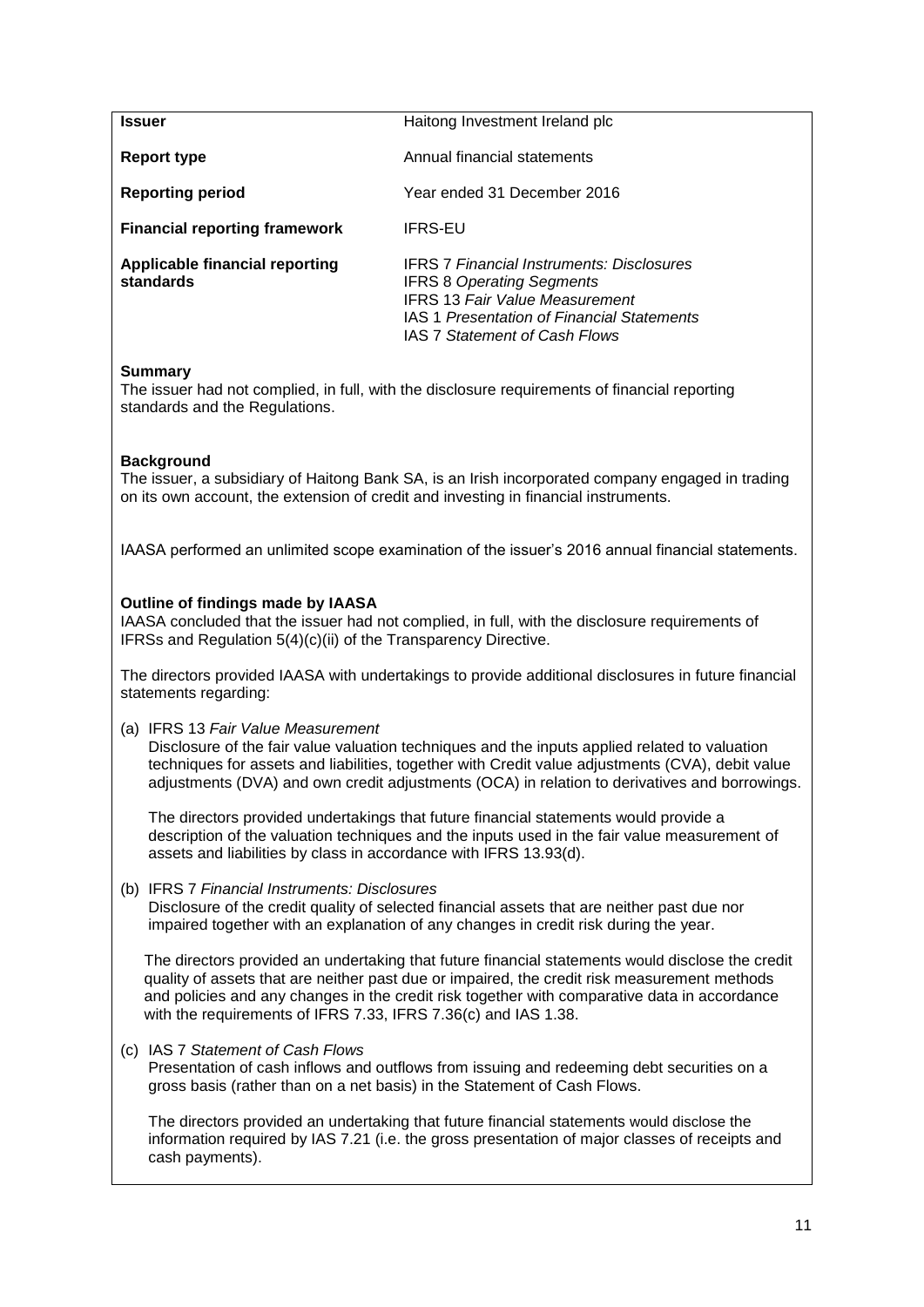| | |
|---|---|
| **Issuer** | Haitong Investment Ireland plc |
| **Report type** | Annual financial statements |
| **Reporting period** | Year ended 31 December 2016 |
| **Financial reporting framework** | IFRS-EU |
| **Applicable financial reporting standards** | IFRS 7 *Financial Instruments: Disclosures*<br>IFRS 8 *Operating Segments*<br>IFRS 13 *Fair Value Measurement*<br>IAS 1 *Presentation of Financial Statements*<br>IAS 7 *Statement of Cash Flows* |

**Summary**

The issuer had not complied, in full, with the disclosure requirements of financial reporting standards and the Regulations.

**Background**

The issuer, a subsidiary of Haitong Bank SA, is an Irish incorporated company engaged in trading on its own account, the extension of credit and investing in financial instruments.

IAASA performed an unlimited scope examination of the issuer's 2016 annual financial statements.

**Outline of findings made by IAASA**

IAASA concluded that the issuer had not complied, in full, with the disclosure requirements of IFRSs and Regulation 5(4)(c)(ii) of the Transparency Directive.

The directors provided IAASA with undertakings to provide additional disclosures in future financial statements regarding:

(a) IFRS 13 *Fair Value Measurement*
Disclosure of the fair value valuation techniques and the inputs applied related to valuation techniques for assets and liabilities, together with Credit value adjustments (CVA), debit value adjustments (DVA) and own credit adjustments (OCA) in relation to derivatives and borrowings.

The directors provided undertakings that future financial statements would provide a description of the valuation techniques and the inputs used in the fair value measurement of assets and liabilities by class in accordance with IFRS 13.93(d).

(b) IFRS 7 *Financial Instruments: Disclosures*
Disclosure of the credit quality of selected financial assets that are neither past due nor impaired together with an explanation of any changes in credit risk during the year.

The directors provided an undertaking that future financial statements would disclose the credit quality of assets that are neither past due or impaired, the credit risk measurement methods and policies and any changes in the credit risk together with comparative data in accordance with the requirements of IFRS 7.33, IFRS 7.36(c) and IAS 1.38.

(c) IAS 7 *Statement of Cash Flows*
Presentation of cash inflows and outflows from issuing and redeeming debt securities on a gross basis (rather than on a net basis) in the Statement of Cash Flows.

The directors provided an undertaking that future financial statements would disclose the information required by IAS 7.21 (i.e. the gross presentation of major classes of receipts and cash payments).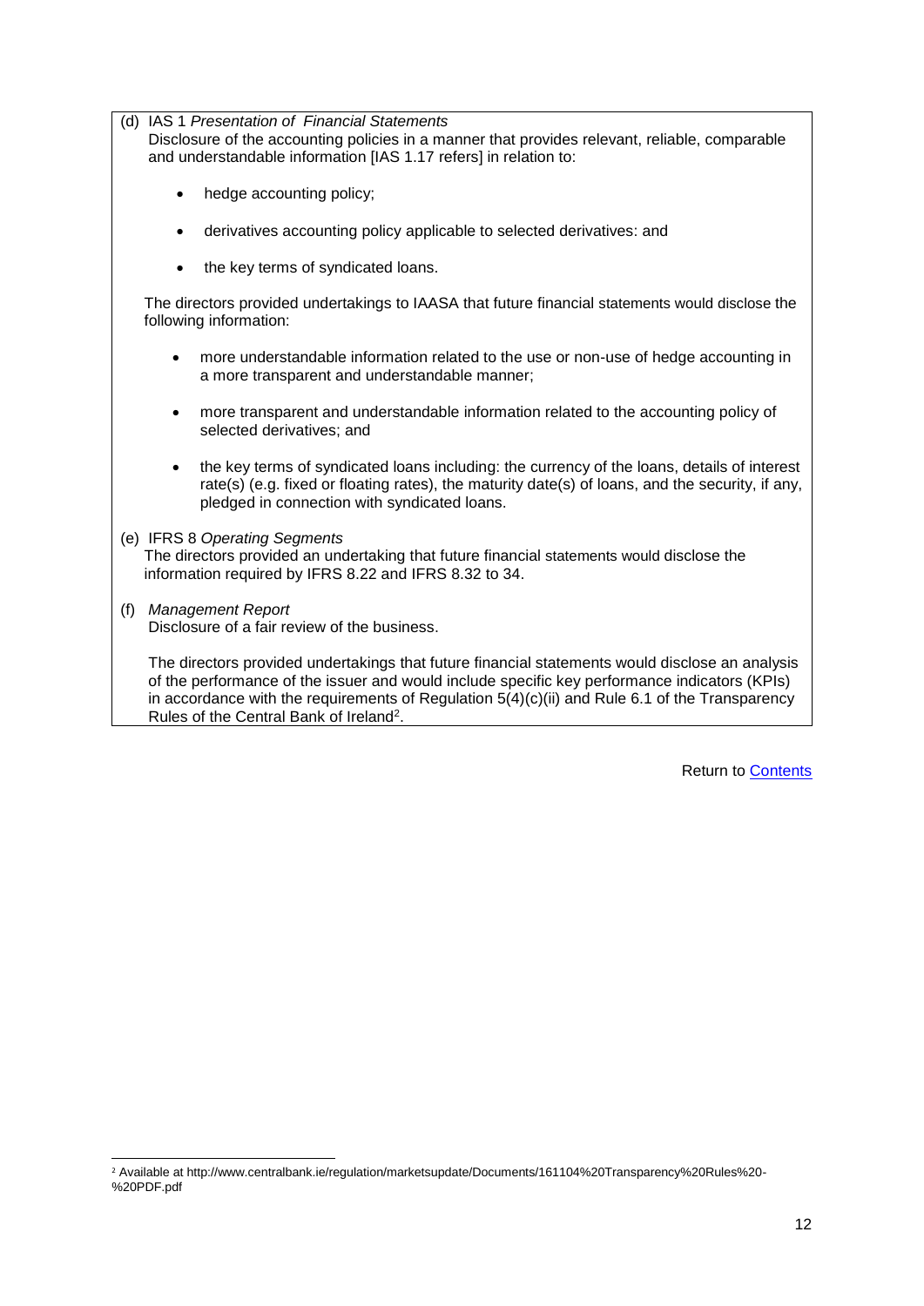(d) IAS 1 *Presentation of Financial Statements*
Disclosure of the accounting policies in a manner that provides relevant, reliable, comparable and understandable information [IAS 1.17 refers] in relation to:

- hedge accounting policy;
- derivatives accounting policy applicable to selected derivatives: and
- the key terms of syndicated loans.

The directors provided undertakings to IAASA that future financial statements would disclose the following information:

- more understandable information related to the use or non-use of hedge accounting in a more transparent and understandable manner;
- more transparent and understandable information related to the accounting policy of selected derivatives; and
- the key terms of syndicated loans including: the currency of the loans, details of interest rate(s) (e.g. fixed or floating rates), the maturity date(s) of loans, and the security, if any, pledged in connection with syndicated loans.

(e) IFRS 8 *Operating Segments*
The directors provided an undertaking that future financial statements would disclose the information required by IFRS 8.22 and IFRS 8.32 to 34.

(f) *Management Report*
Disclosure of a fair review of the business.

The directors provided undertakings that future financial statements would disclose an analysis of the performance of the issuer and would include specific key performance indicators (KPIs) in accordance with the requirements of Regulation 5(4)(c)(ii) and Rule 6.1 of the Transparency Rules of the Central Bank of Ireland[2].

Return to Contents

[2] Available at http://www.centralbank.ie/regulation/marketsupdate/Documents/161104%20Transparency%20Rules%20-%20PDF.pdf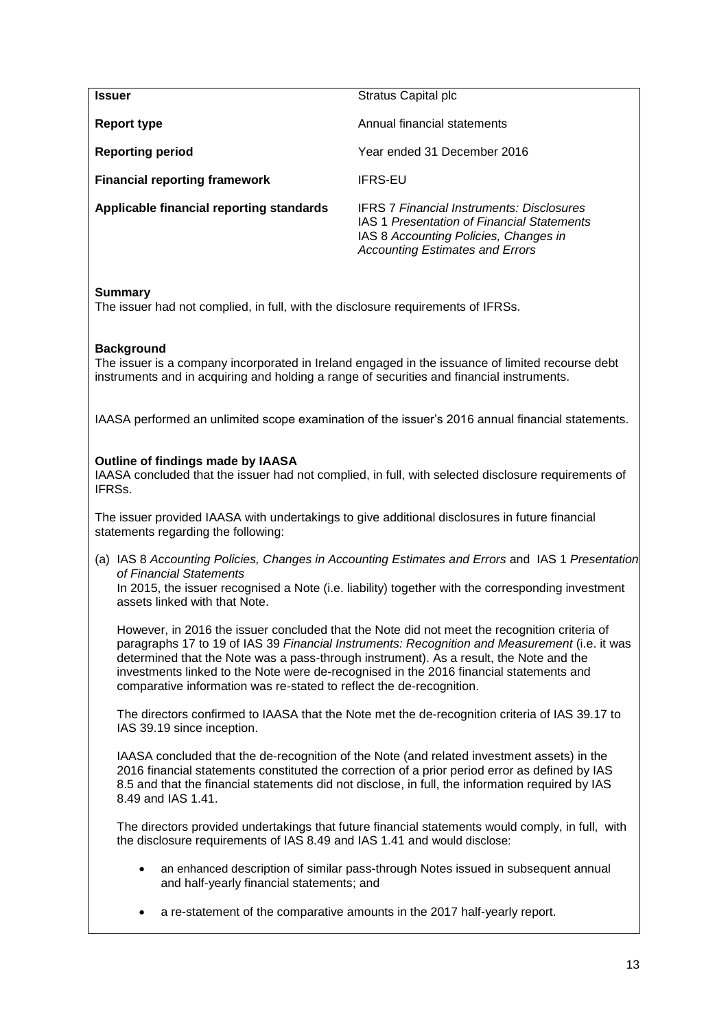| | |
|---|---|
| **Issuer** | Stratus Capital plc |
| **Report type** | Annual financial statements |
| **Reporting period** | Year ended 31 December 2016 |
| **Financial reporting framework** | IFRS-EU |
| **Applicable financial reporting standards** | IFRS 7 *Financial Instruments: Disclosures*<br>IAS 1 *Presentation of Financial Statements*<br>IAS 8 *Accounting Policies, Changes in Accounting Estimates and Errors* |

**Summary**

The issuer had not complied, in full, with the disclosure requirements of IFRSs.

**Background**

The issuer is a company incorporated in Ireland engaged in the issuance of limited recourse debt instruments and in acquiring and holding a range of securities and financial instruments.

IAASA performed an unlimited scope examination of the issuer's 2016 annual financial statements.

**Outline of findings made by IAASA**

IAASA concluded that the issuer had not complied, in full, with selected disclosure requirements of IFRSs.

The issuer provided IAASA with undertakings to give additional disclosures in future financial statements regarding the following:

(a) IAS 8 *Accounting Policies, Changes in Accounting Estimates and Errors* and IAS 1 *Presentation of Financial Statements*

In 2015, the issuer recognised a Note (i.e. liability) together with the corresponding investment assets linked with that Note.

However, in 2016 the issuer concluded that the Note did not meet the recognition criteria of paragraphs 17 to 19 of IAS 39 *Financial Instruments: Recognition and Measurement* (i.e. it was determined that the Note was a pass-through instrument). As a result, the Note and the investments linked to the Note were de-recognised in the 2016 financial statements and comparative information was re-stated to reflect the de-recognition.

The directors confirmed to IAASA that the Note met the de-recognition criteria of IAS 39.17 to IAS 39.19 since inception.

IAASA concluded that the de-recognition of the Note (and related investment assets) in the 2016 financial statements constituted the correction of a prior period error as defined by IAS 8.5 and that the financial statements did not disclose, in full, the information required by IAS 8.49 and IAS 1.41.

The directors provided undertakings that future financial statements would comply, in full, with the disclosure requirements of IAS 8.49 and IAS 1.41 and would disclose:

- an enhanced description of similar pass-through Notes issued in subsequent annual and half-yearly financial statements; and
- a re-statement of the comparative amounts in the 2017 half-yearly report.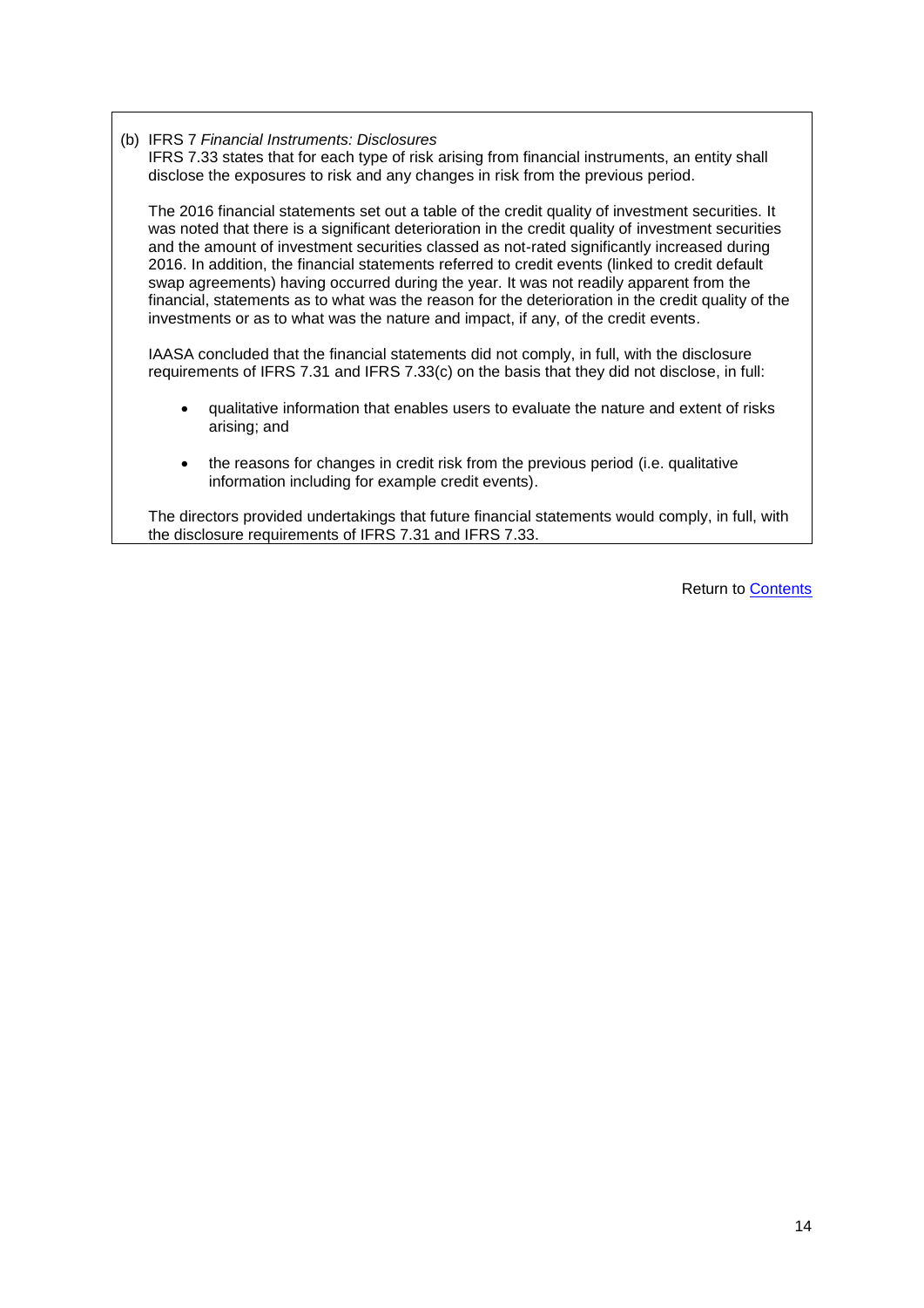(b) IFRS 7 *Financial Instruments: Disclosures*
IFRS 7.33 states that for each type of risk arising from financial instruments, an entity shall disclose the exposures to risk and any changes in risk from the previous period.

The 2016 financial statements set out a table of the credit quality of investment securities. It was noted that there is a significant deterioration in the credit quality of investment securities and the amount of investment securities classed as not-rated significantly increased during 2016. In addition, the financial statements referred to credit events (linked to credit default swap agreements) having occurred during the year. It was not readily apparent from the financial, statements as to what was the reason for the deterioration in the credit quality of the investments or as to what was the nature and impact, if any, of the credit events.

IAASA concluded that the financial statements did not comply, in full, with the disclosure requirements of IFRS 7.31 and IFRS 7.33(c) on the basis that they did not disclose, in full:

- qualitative information that enables users to evaluate the nature and extent of risks arising; and
- the reasons for changes in credit risk from the previous period (i.e. qualitative information including for example credit events).

The directors provided undertakings that future financial statements would comply, in full, with the disclosure requirements of IFRS 7.31 and IFRS 7.33.

Return to Contents